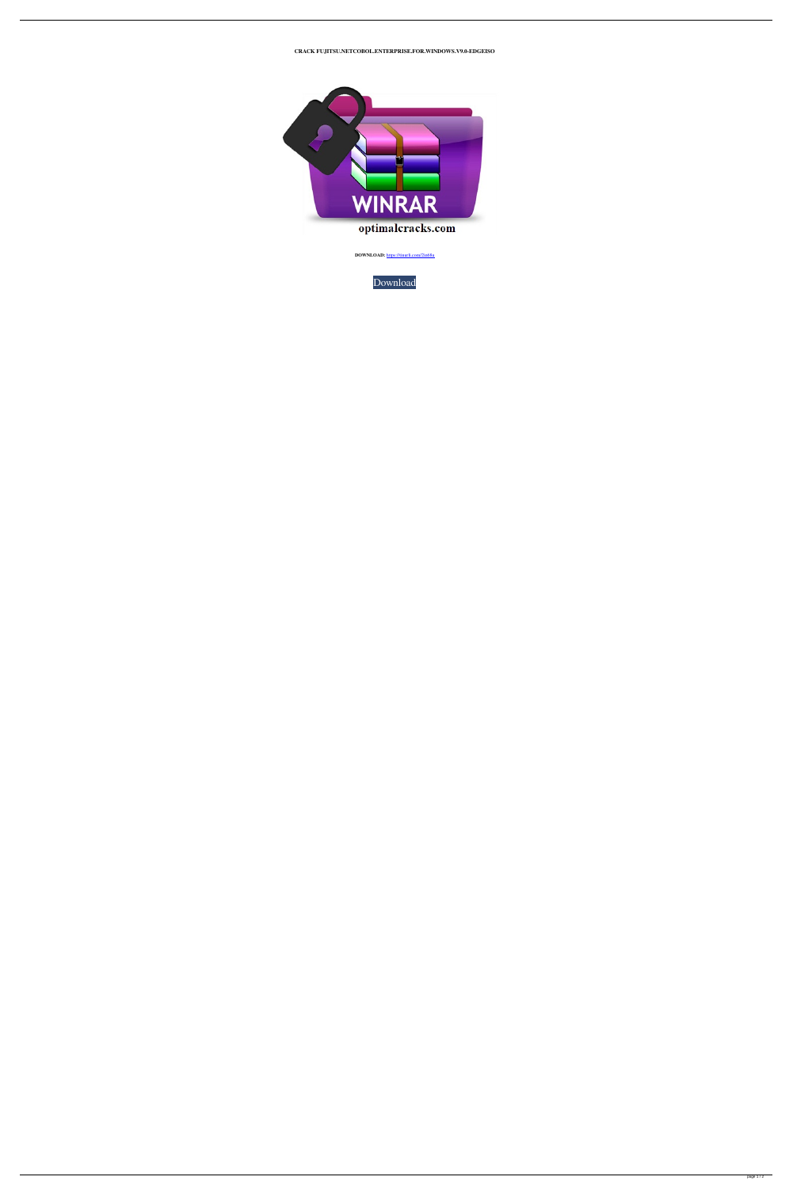**CRACK FUJITSU.NETCOBOL.ENTERPRISE.FOR.WINDOWS.V9.0-EDGEISO**

**DOWNLOAD:** https://tinurli.com/2io68a

Download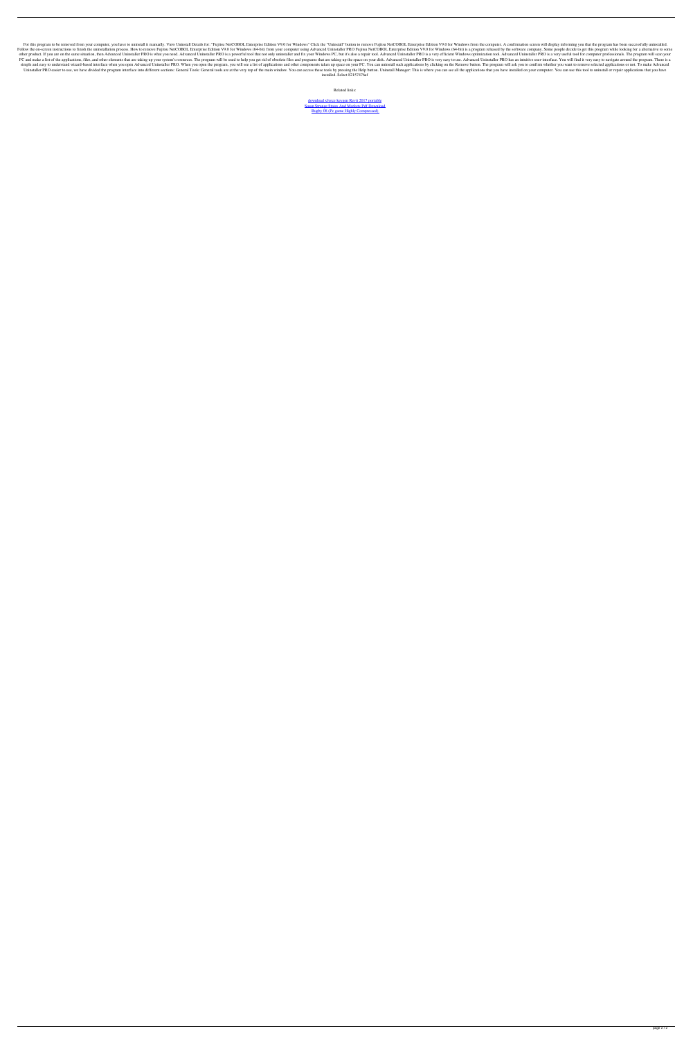For this program to be removed from your computer, you have to uninstall it manually. View Uninstall Details for: "Fujitsu NetCOBOL Enterprise Edition V9.0 for Windows" Click the "Uninstall" button to remove Fujitsu NetCOBOL Enterprise Edition V9.0 for Windows from the computer. A confirmation screen will display informing you that the program has been successfully uninstalled. Follow the on-screen instructions to finish the uninstallation process. How to remove Fujitsu NetCOBOL Enterprise Edition V9.0 for Windows (64-bit) from your computer using Advanced Uninstaller PRO Fujitsu NetCOBOL Enterprise Edition V9.0 for Windows (64-bit) is a program released by the software company. Some people decide to get this program while looking for a alternative to some other product. If you are on the same situation, then Advanced Uninstaller PRO is what you need. Advanced Uninstaller PRO is a powerful tool that not only uninstaller and fix your Windows PC, but it's also a repair tool. Advanced Uninstaller PRO is a very efficient Windows optimization tool. Advanced Uninstaller PRO is a very useful tool for computer professionals. The program will scan your PC and make a list of the applications, files, and other elements that are taking up your system's resources. The program will be used to help you get rid of obsolete files and programs that are taking up the space on your disk. Advanced Uninstaller PRO is very easy to use. Advanced Uninstaller PRO has an intuitive user-interface. You will find it very easy to navigate around the program. There is a simple and easy to understand wizard-based interface when you open Advanced Uninstaller PRO. When you open the program, you will see a list of applications and other components taken up space on your PC. You can uninstall such applications by clicking on the Remove button. The program will ask you to confirm whether you want to remove selected applications or not. To make Advanced Uninstaller PRO easier to use, we have divided the program interface into different sections: General Tools: General tools are at the very top of the main window. You can access these tools by pressing the Help button. Uninstall Manager: This is where you can see all the applications that you have installed on your computer. You can use this tool to uninstall or repair applications that you have installed. Select 82157476af

Related links:

download xforce keygen Revit 2017 portable
Susan Strange States And Markets Pdf Download
Rugby 08 (Pc game Highly Compressed)